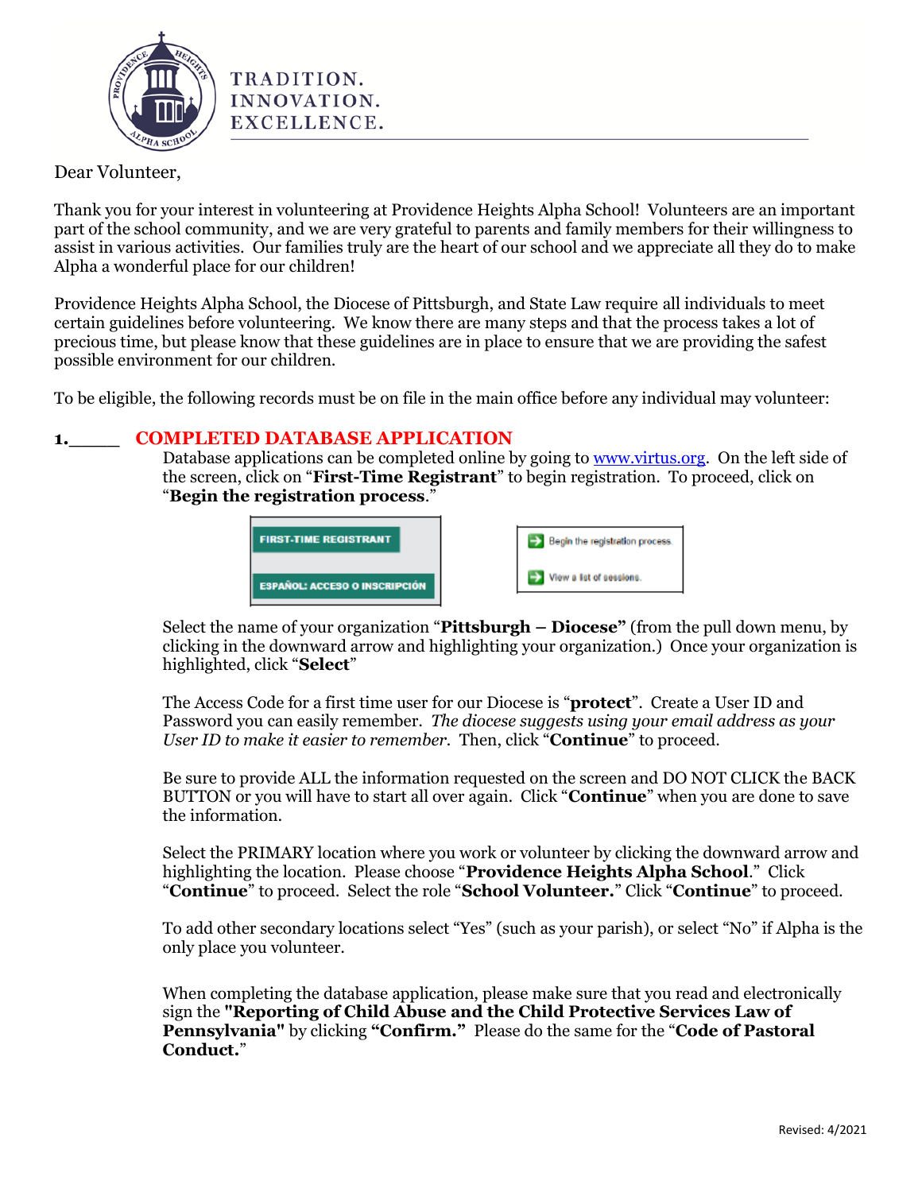TRADITION.
INNOVATION.
EXCELLENCE.

Dear Volunteer,

Thank you for your interest in volunteering at Providence Heights Alpha School! Volunteers are an important part of the school community, and we are very grateful to parents and family members for their willingness to assist in various activities. Our families truly are the heart of our school and we appreciate all they do to make Alpha a wonderful place for our children!

Providence Heights Alpha School, the Diocese of Pittsburgh, and State Law require all individuals to meet certain guidelines before volunteering. We know there are many steps and that the process takes a lot of precious time, but please know that these guidelines are in place to ensure that we are providing the safest possible environment for our children.

To be eligible, the following records must be on file in the main office before any individual may volunteer:

## 1.\_\_\_\_\_ COMPLETED DATABASE APPLICATION

Database applications can be completed online by going to www.virtus.org. On the left side of the screen, click on "**First-Time Registrant**" to begin registration. To proceed, click on "**Begin the registration process**."

FIRST-TIME REGISTRANT

ESPAÑOL: ACCESO O INSCRIPCIÓN

Begin the registration process.

View a list of sessions.

Select the name of your organization "**Pittsburgh – Diocese"** (from the pull down menu, by clicking in the downward arrow and highlighting your organization.) Once your organization is highlighted, click "**Select**"

The Access Code for a first time user for our Diocese is "**protect**". Create a User ID and Password you can easily remember. *The diocese suggests using your email address as your User ID to make it easier to remember.* Then, click "**Continue**" to proceed.

Be sure to provide ALL the information requested on the screen and DO NOT CLICK the BACK BUTTON or you will have to start all over again. Click "**Continue**" when you are done to save the information.

Select the PRIMARY location where you work or volunteer by clicking the downward arrow and highlighting the location. Please choose "**Providence Heights Alpha School**." Click "**Continue**" to proceed. Select the role "**School Volunteer.**" Click "**Continue**" to proceed.

To add other secondary locations select "Yes" (such as your parish), or select "No" if Alpha is the only place you volunteer.

When completing the database application, please make sure that you read and electronically sign the **"Reporting of Child Abuse and the Child Protective Services Law of Pennsylvania"** by clicking **"Confirm."** Please do the same for the "**Code of Pastoral Conduct.**"

Revised: 4/2021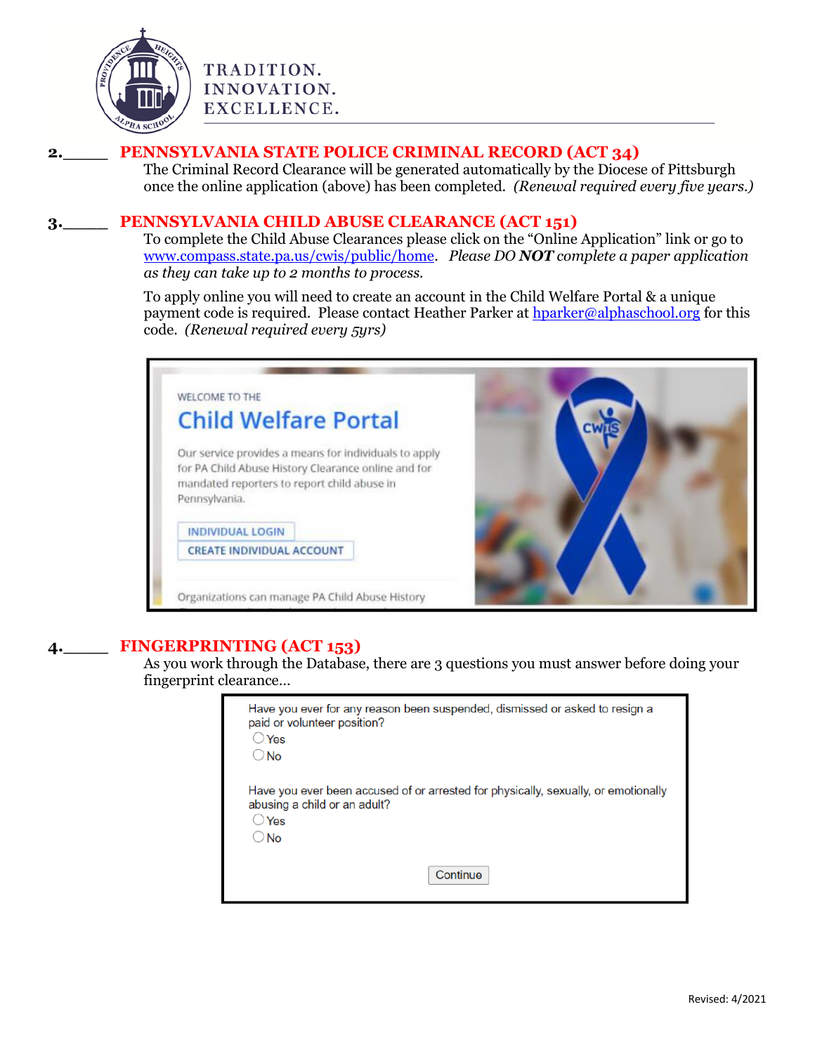TRADITION.
INNOVATION.
EXCELLENCE.

**2.\_\_\_\_\_ PENNSYLVANIA STATE POLICE CRIMINAL RECORD (ACT 34)**

The Criminal Record Clearance will be generated automatically by the Diocese of Pittsburgh once the online application (above) has been completed. *(Renewal required every five years.)*

**3.\_\_\_\_\_ PENNSYLVANIA CHILD ABUSE CLEARANCE (ACT 151)**

To complete the Child Abuse Clearances please click on the "Online Application" link or go to www.compass.state.pa.us/cwis/public/home. *Please DO **NOT** complete a paper application as they can take up to 2 months to process.*

To apply online you will need to create an account in the Child Welfare Portal & a unique payment code is required. Please contact Heather Parker at hparker@alphaschool.org for this code. *(Renewal required every 5yrs)*

WELCOME TO THE

Child Welfare Portal

Our service provides a means for individuals to apply for PA Child Abuse History Clearance online and for mandated reporters to report child abuse in Pennsylvania.

INDIVIDUAL LOGIN

CREATE INDIVIDUAL ACCOUNT

Organizations can manage PA Child Abuse History

**4.\_\_\_\_\_ FINGERPRINTING (ACT 153)**

As you work through the Database, there are 3 questions you must answer before doing your fingerprint clearance…

Have you ever for any reason been suspended, dismissed or asked to resign a paid or volunteer position?

○ Yes
○ No

Have you ever been accused of or arrested for physically, sexually, or emotionally abusing a child or an adult?

○ Yes
○ No

Continue

Revised: 4/2021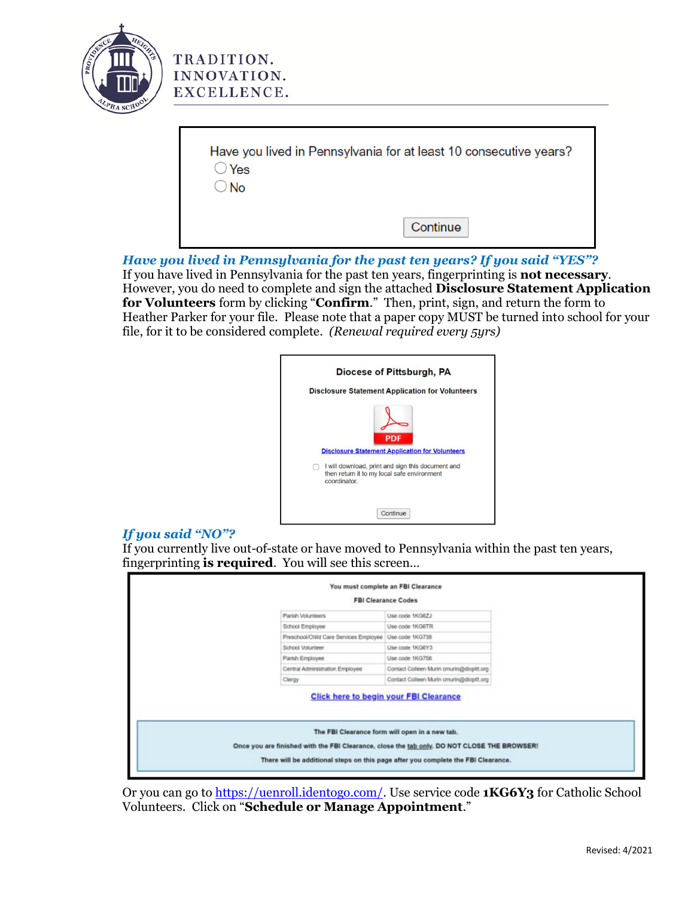TRADITION.
INNOVATION.
EXCELLENCE.

Have you lived in Pennsylvania for at least 10 consecutive years?

- ◯ Yes
- ◯ No

Continue

### *Have you lived in Pennsylvania for the past ten years? If you said "YES"?*

If you have lived in Pennsylvania for the past ten years, fingerprinting is **not necessary**. However, you do need to complete and sign the attached **Disclosure Statement Application for Volunteers** form by clicking "**Confirm**." Then, print, sign, and return the form to Heather Parker for your file. Please note that a paper copy MUST be turned into school for your file, for it to be considered complete. *(Renewal required every 5yrs)*

**Diocese of Pittsburgh, PA**

**Disclosure Statement Application for Volunteers**

PDF

Disclosure Statement Application for Volunteers

☐ I will download, print and sign this document and then return it to my local safe environment coordinator.

Continue

### *If you said "NO"?*

If you currently live out-of-state or have moved to Pennsylvania within the past ten years, fingerprinting **is required**. You will see this screen…

**You must complete an FBI Clearance**

**FBI Clearance Codes**

| | |
|---|---|
| Parish Volunteers | Use code 1KG6ZJ |
| School Employee | Use code 1KG6TR |
| Preschool/Child Care Services Employee | Use code 1KG738 |
| School Volunteer | Use code 1KG6Y3 |
| Parish Employee | Use code 1KG756 |
| Central Administration Employee | Contact Colleen Murin cmurin@diopitt.org |
| Clergy | Contact Colleen Murin cmurin@diopitt.org |

Click here to begin your FBI Clearance

**The FBI Clearance form will open in a new tab.**

**Once you are finished with the FBI Clearance, close the tab only. DO NOT CLOSE THE BROWSER!**

**There will be additional steps on this page after you complete the FBI Clearance.**

Or you can go to https://uenroll.identogo.com/. Use service code **1KG6Y3** for Catholic School Volunteers. Click on "**Schedule or Manage Appointment**."

Revised: 4/2021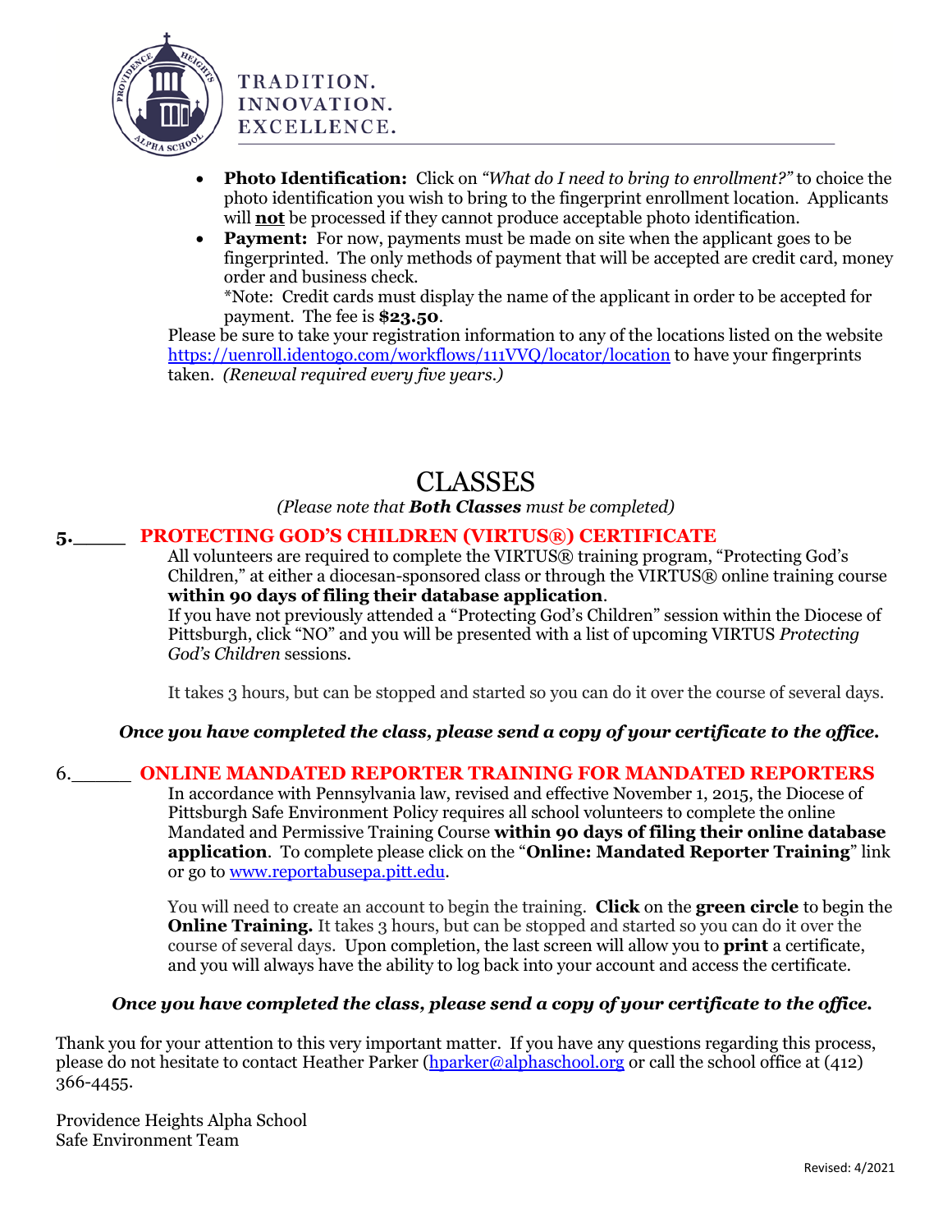TRADITION.
INNOVATION.
EXCELLENCE.

- **Photo Identification:** Click on *"What do I need to bring to enrollment?"* to choice the photo identification you wish to bring to the fingerprint enrollment location. Applicants will **not** be processed if they cannot produce acceptable photo identification.
- **Payment:** For now, payments must be made on site when the applicant goes to be fingerprinted. The only methods of payment that will be accepted are credit card, money order and business check.
  *Note: Credit cards must display the name of the applicant in order to be accepted for payment. The fee is **$23.50**.

Please be sure to take your registration information to any of the locations listed on the website https://uenroll.identogo.com/workflows/111VVQ/locator/location to have your fingerprints taken. *(Renewal required every five years.)*

# CLASSES

*(Please note that **Both Classes** must be completed)*

**5.\_\_\_\_\_ PROTECTING GOD'S CHILDREN (VIRTUS®) CERTIFICATE**

All volunteers are required to complete the VIRTUS® training program, "Protecting God's Children," at either a diocesan-sponsored class or through the VIRTUS® online training course **within 90 days of filing their database application**.
If you have not previously attended a "Protecting God's Children" session within the Diocese of Pittsburgh, click "NO" and you will be presented with a list of upcoming VIRTUS *Protecting God's Children* sessions.

It takes 3 hours, but can be stopped and started so you can do it over the course of several days.

***Once you have completed the class, please send a copy of your certificate to the office.***

6.\_\_\_\_\_ **ONLINE MANDATED REPORTER TRAINING FOR MANDATED REPORTERS**

In accordance with Pennsylvania law, revised and effective November 1, 2015, the Diocese of Pittsburgh Safe Environment Policy requires all school volunteers to complete the online Mandated and Permissive Training Course **within 90 days of filing their online database application**. To complete please click on the "**Online: Mandated Reporter Training**" link or go to www.reportabusepa.pitt.edu.

You will need to create an account to begin the training. **Click** on the **green circle** to begin the **Online Training.** It takes 3 hours, but can be stopped and started so you can do it over the course of several days. Upon completion, the last screen will allow you to **print** a certificate, and you will always have the ability to log back into your account and access the certificate.

***Once you have completed the class, please send a copy of your certificate to the office.***

Thank you for your attention to this very important matter. If you have any questions regarding this process, please do not hesitate to contact Heather Parker (hparker@alphaschool.org or call the school office at (412) 366-4455.

Providence Heights Alpha School
Safe Environment Team

Revised: 4/2021